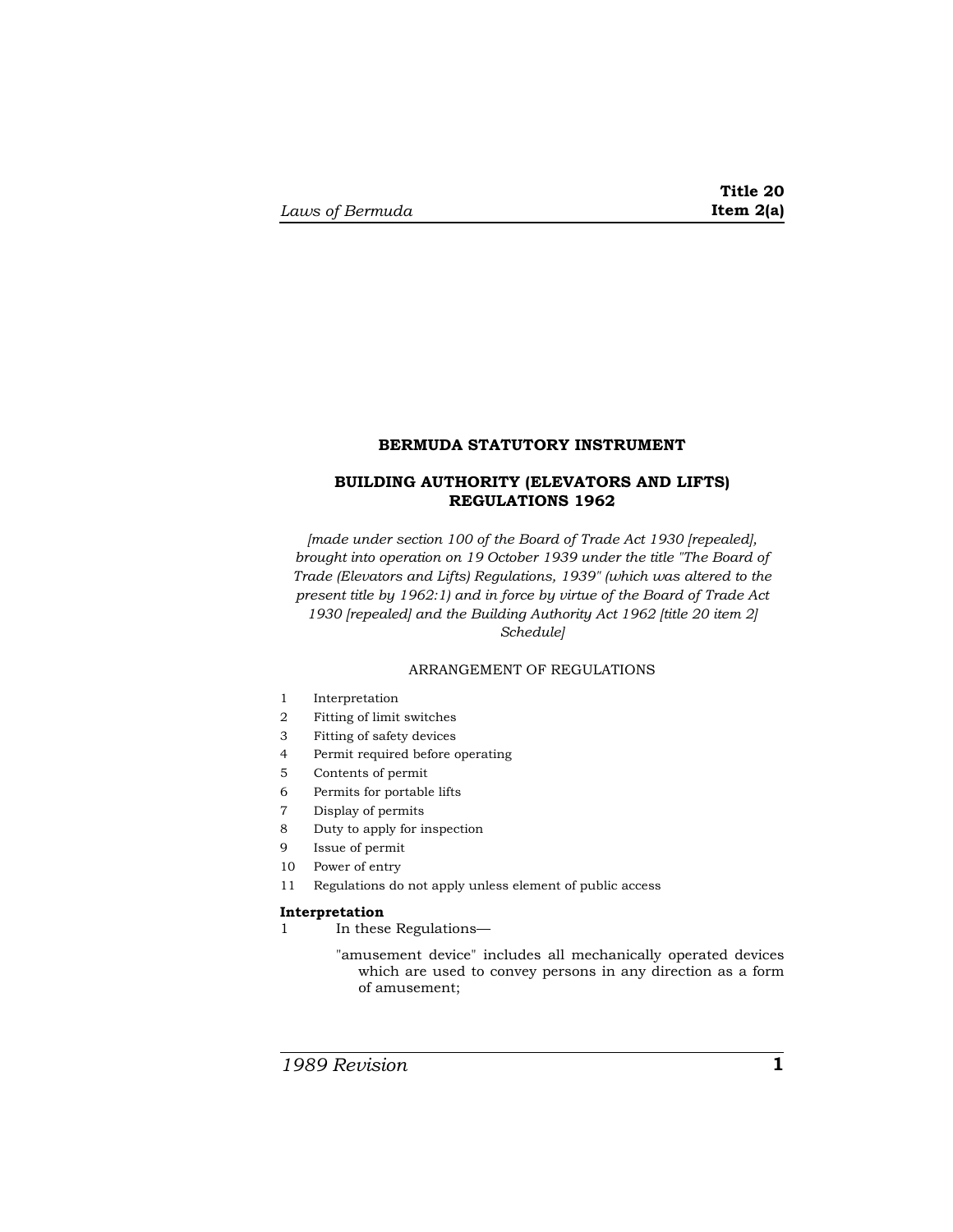# BERMUDA STATUTORY INSTRUMENT

## BUILDING AUTHORITY (ELEVATORS AND LIFTS) REGULATIONS 1962

*[made under section 100 of the Board of Trade Act 1930 [repealed], brought into operation on 19 October 1939 under the title "The Board of Trade (Elevators and Lifts) Regulations, 1939" (which was altered to the present title by 1962:1) and in force by virtue of the Board of Trade Act 1930 [repealed] and the Building Authority Act 1962 [title 20 item 2] Schedule]*

ARRANGEMENT OF REGULATIONS

1 Interpretation
2 Fitting of limit switches
3 Fitting of safety devices
4 Permit required before operating
5 Contents of permit
6 Permits for portable lifts
7 Display of permits
8 Duty to apply for inspection
9 Issue of permit
10 Power of entry
11 Regulations do not apply unless element of public access

**Interpretation**

1 In these Regulations—

"amusement device" includes all mechanically operated devices which are used to convey persons in any direction as a form of amusement;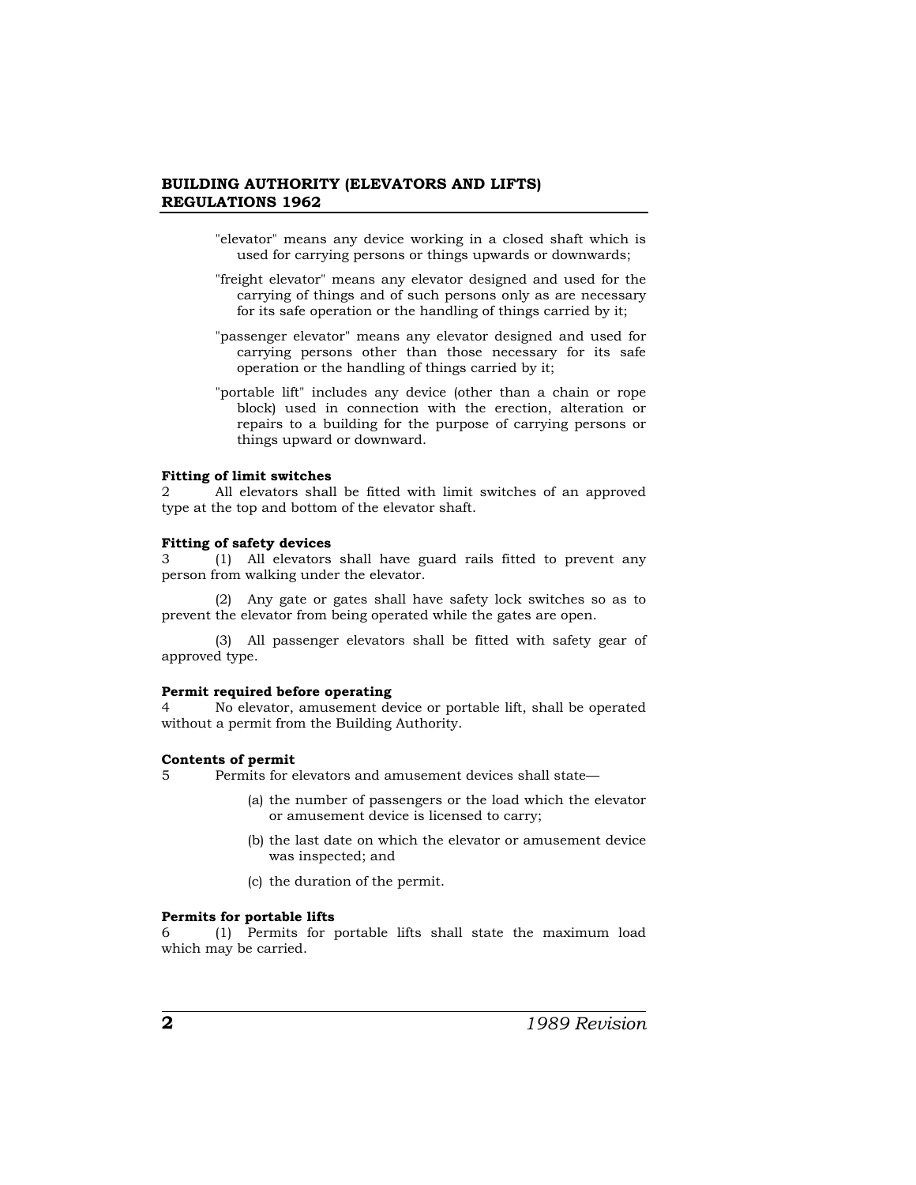"elevator" means any device working in a closed shaft which is used for carrying persons or things upwards or downwards;

"freight elevator" means any elevator designed and used for the carrying of things and of such persons only as are necessary for its safe operation or the handling of things carried by it;

"passenger elevator" means any elevator designed and used for carrying persons other than those necessary for its safe operation or the handling of things carried by it;

"portable lift" includes any device (other than a chain or rope block) used in connection with the erection, alteration or repairs to a building for the purpose of carrying persons or things upward or downward.

**Fitting of limit switches**

2 All elevators shall be fitted with limit switches of an approved type at the top and bottom of the elevator shaft.

**Fitting of safety devices**

3 (1) All elevators shall have guard rails fitted to prevent any person from walking under the elevator.

(2) Any gate or gates shall have safety lock switches so as to prevent the elevator from being operated while the gates are open.

(3) All passenger elevators shall be fitted with safety gear of approved type.

**Permit required before operating**

4 No elevator, amusement device or portable lift, shall be operated without a permit from the Building Authority.

**Contents of permit**

5 Permits for elevators and amusement devices shall state—

(a) the number of passengers or the load which the elevator or amusement device is licensed to carry;

(b) the last date on which the elevator or amusement device was inspected; and

(c) the duration of the permit.

**Permits for portable lifts**

6 (1) Permits for portable lifts shall state the maximum load which may be carried.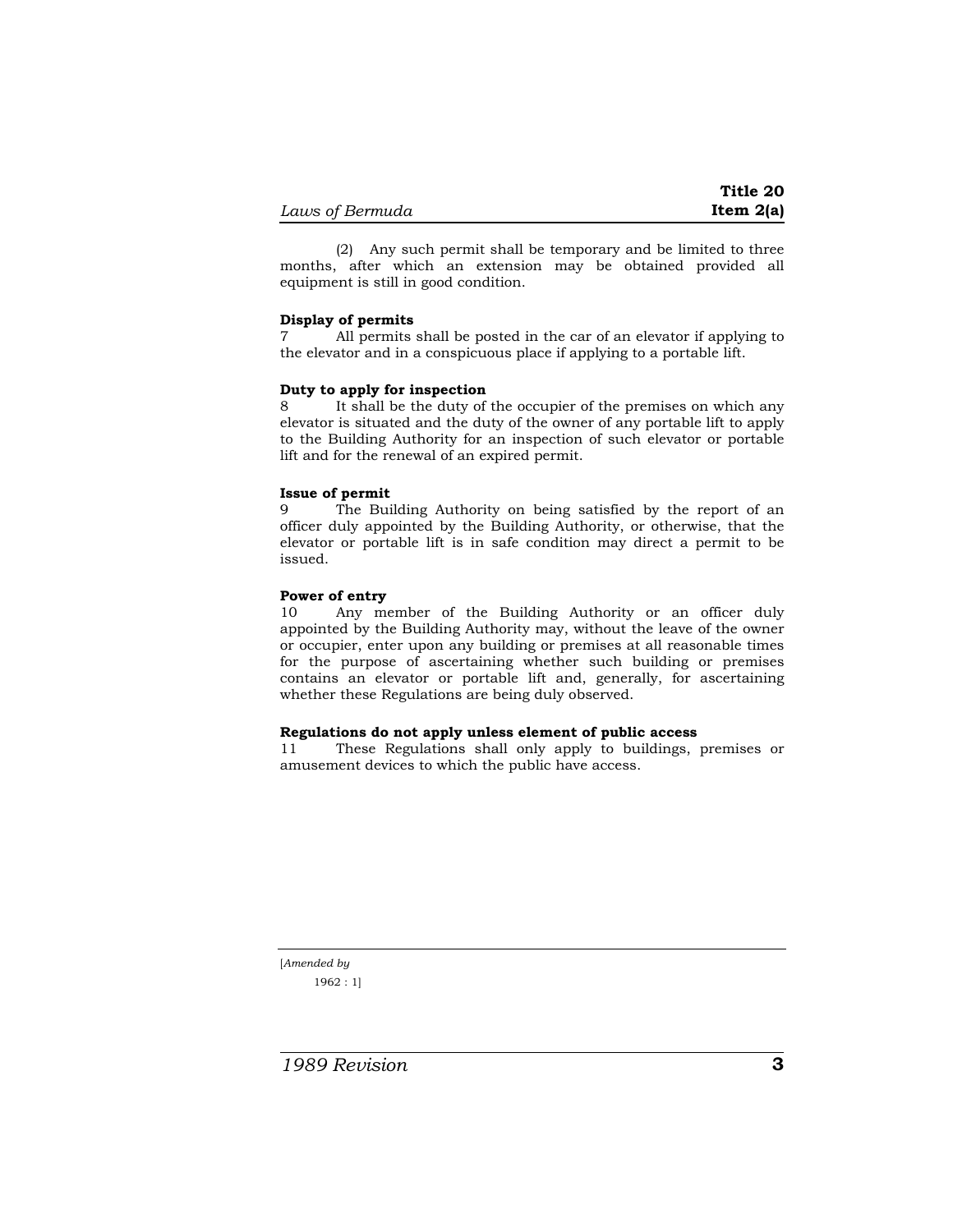(2) Any such permit shall be temporary and be limited to three months, after which an extension may be obtained provided all equipment is still in good condition.

**Display of permits**

7 All permits shall be posted in the car of an elevator if applying to the elevator and in a conspicuous place if applying to a portable lift.

**Duty to apply for inspection**

8 It shall be the duty of the occupier of the premises on which any elevator is situated and the duty of the owner of any portable lift to apply to the Building Authority for an inspection of such elevator or portable lift and for the renewal of an expired permit.

**Issue of permit**

9 The Building Authority on being satisfied by the report of an officer duly appointed by the Building Authority, or otherwise, that the elevator or portable lift is in safe condition may direct a permit to be issued.

**Power of entry**

10 Any member of the Building Authority or an officer duly appointed by the Building Authority may, without the leave of the owner or occupier, enter upon any building or premises at all reasonable times for the purpose of ascertaining whether such building or premises contains an elevator or portable lift and, generally, for ascertaining whether these Regulations are being duly observed.

**Regulations do not apply unless element of public access**

11 These Regulations shall only apply to buildings, premises or amusement devices to which the public have access.

[*Amended by*
1962 : 1]